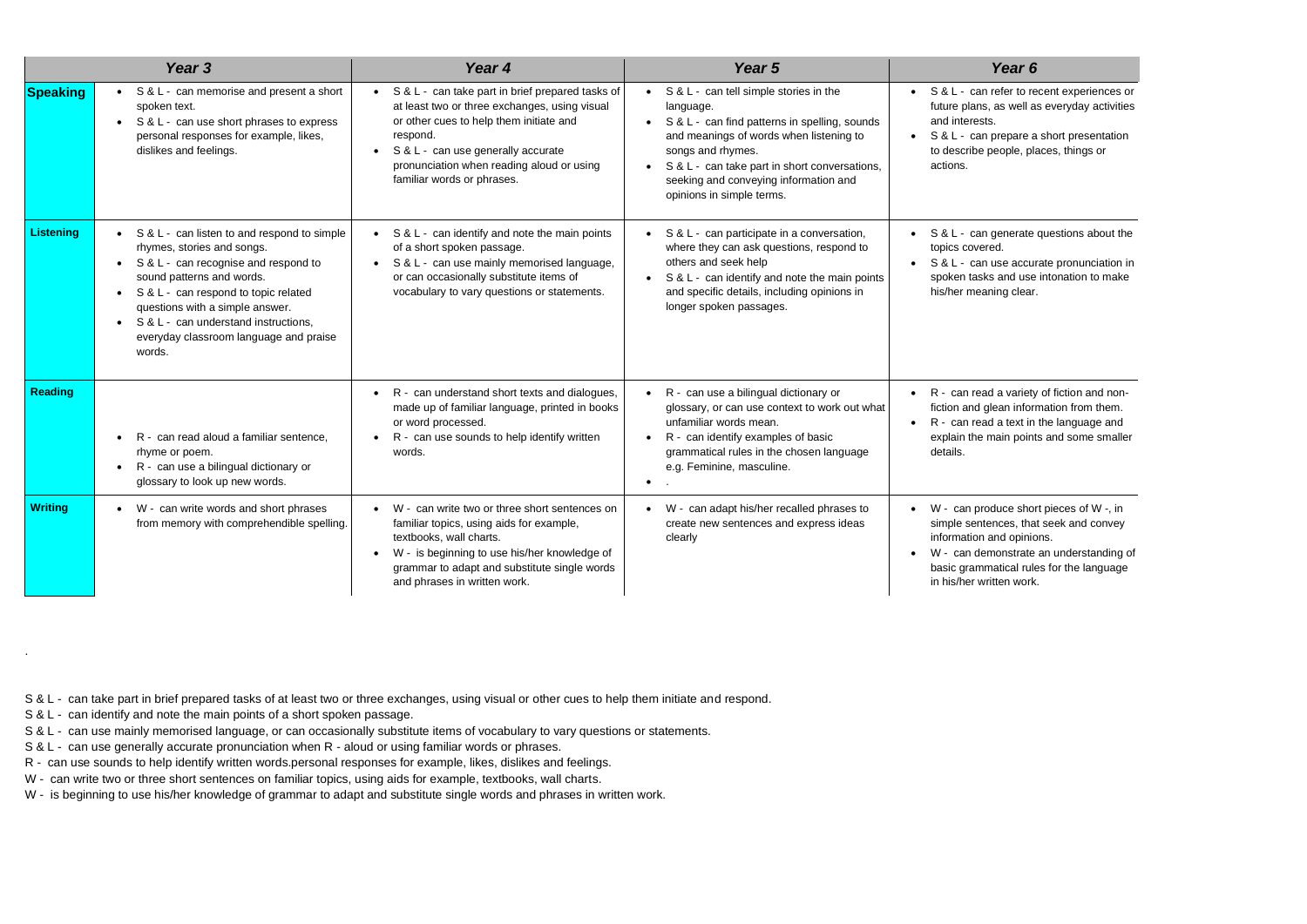| | *Year 3* | *Year 4* | *Year 5* | *Year 6* |
|---|---|---|---|---|
| **Speaking** | • S & L - can memorise and present a short spoken text.<br>• S & L - can use short phrases to express personal responses for example, likes, dislikes and feelings. | • S & L - can take part in brief prepared tasks of at least two or three exchanges, using visual or other cues to help them initiate and respond.<br>• S & L - can use generally accurate pronunciation when reading aloud or using familiar words or phrases. | • S & L - can tell simple stories in the language.<br>• S & L - can find patterns in spelling, sounds and meanings of words when listening to songs and rhymes.<br>• S & L - can take part in short conversations, seeking and conveying information and opinions in simple terms. | • S & L - can refer to recent experiences or future plans, as well as everyday activities and interests.<br>• S & L - can prepare a short presentation to describe people, places, things or actions. |
| **Listening** | • S & L - can listen to and respond to simple rhymes, stories and songs.<br>• S & L - can recognise and respond to sound patterns and words.<br>• S & L - can respond to topic related questions with a simple answer.<br>• S & L - can understand instructions, everyday classroom language and praise words. | • S & L - can identify and note the main points of a short spoken passage.<br>• S & L - can use mainly memorised language, or can occasionally substitute items of vocabulary to vary questions or statements. | • S & L - can participate in a conversation, where they can ask questions, respond to others and seek help<br>• S & L - can identify and note the main points and specific details, including opinions in longer spoken passages. | • S & L - can generate questions about the topics covered.<br>• S & L - can use accurate pronunciation in spoken tasks and use intonation to make his/her meaning clear. |
| **Reading** | • R - can read aloud a familiar sentence, rhyme or poem.<br>• R - can use a bilingual dictionary or glossary to look up new words. | • R - can understand short texts and dialogues, made up of familiar language, printed in books or word processed.<br>• R - can use sounds to help identify written words. | • R - can use a bilingual dictionary or glossary, or can use context to work out what unfamiliar words mean.<br>• R - can identify examples of basic grammatical rules in the chosen language e.g. Feminine, masculine.<br>• . | • R - can read a variety of fiction and non-fiction and glean information from them.<br>• R - can read a text in the language and explain the main points and some smaller details. |
| **Writing** | • W - can write words and short phrases from memory with comprehendible spelling. | • W - can write two or three short sentences on familiar topics, using aids for example, textbooks, wall charts.<br>• W - is beginning to use his/her knowledge of grammar to adapt and substitute single words and phrases in written work. | • W - can adapt his/her recalled phrases to create new sentences and express ideas clearly | • W - can produce short pieces of W -, in simple sentences, that seek and convey information and opinions.<br>• W - can demonstrate an understanding of basic grammatical rules for the language in his/her written work. |

.

S & L - can take part in brief prepared tasks of at least two or three exchanges, using visual or other cues to help them initiate and respond.

S & L - can identify and note the main points of a short spoken passage.

S & L - can use mainly memorised language, or can occasionally substitute items of vocabulary to vary questions or statements.

S & L - can use generally accurate pronunciation when R - aloud or using familiar words or phrases.

R - can use sounds to help identify written words.personal responses for example, likes, dislikes and feelings.

W - can write two or three short sentences on familiar topics, using aids for example, textbooks, wall charts.

W - is beginning to use his/her knowledge of grammar to adapt and substitute single words and phrases in written work.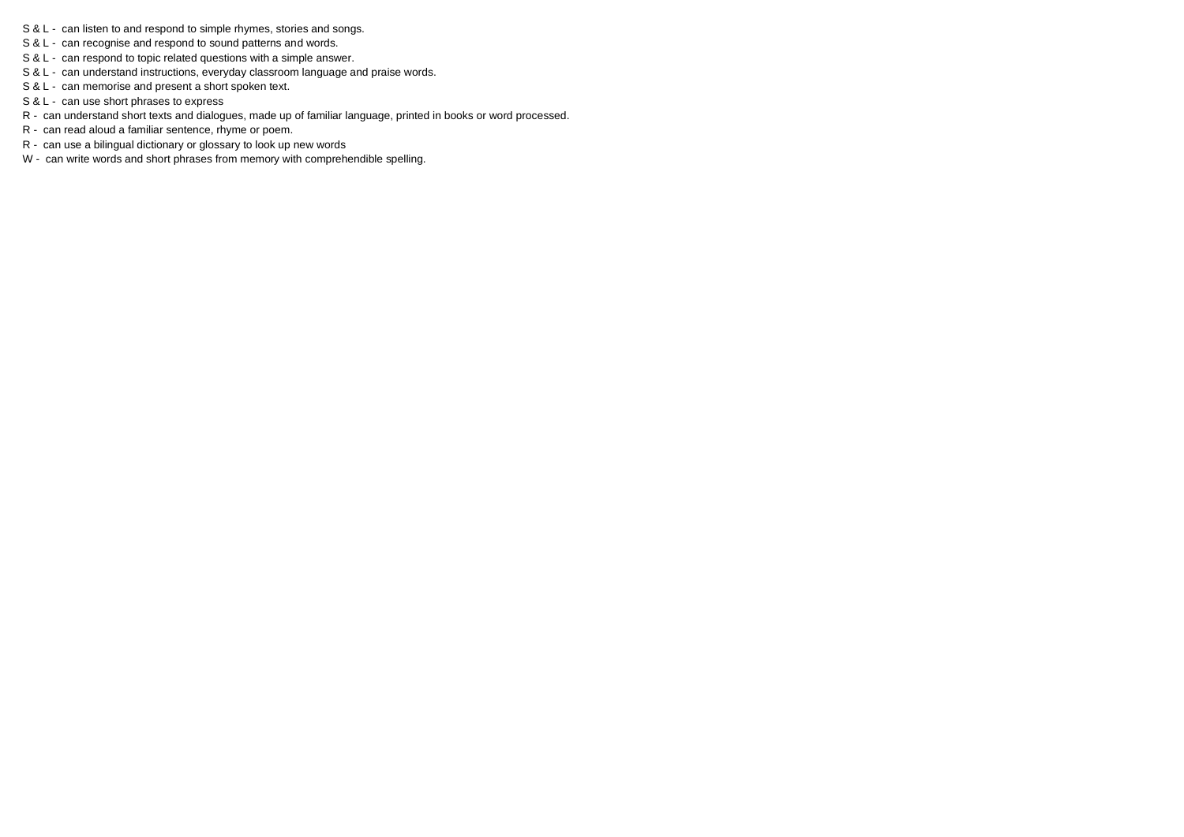S & L - can listen to and respond to simple rhymes, stories and songs.
S & L - can recognise and respond to sound patterns and words.
S & L - can respond to topic related questions with a simple answer.
S & L - can understand instructions, everyday classroom language and praise words.
S & L - can memorise and present a short spoken text.
S & L - can use short phrases to express
R - can understand short texts and dialogues, made up of familiar language, printed in books or word processed.
R - can read aloud a familiar sentence, rhyme or poem.
R - can use a bilingual dictionary or glossary to look up new words
W - can write words and short phrases from memory with comprehendible spelling.